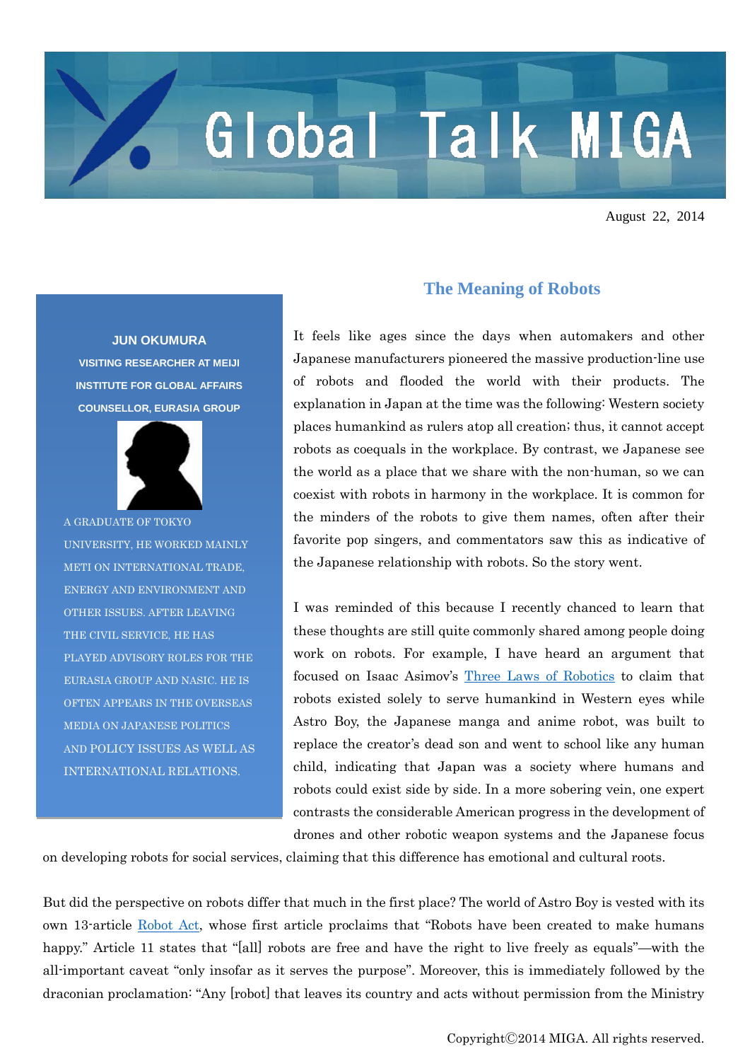# Global Talk MIGA

August 22, 2014

**JUN OKUMURA**
**VISITING RESEARCHER AT MEIJI INSTITUTE FOR GLOBAL AFFAIRS**
**COUNSELLOR, EURASIA GROUP**

A GRADUATE OF TOKYO UNIVERSITY, HE WORKED MAINLY METI ON INTERNATIONAL TRADE, ENERGY AND ENVIRONMENT AND OTHER ISSUES. AFTER LEAVING THE CIVIL SERVICE, HE HAS PLAYED ADVISORY ROLES FOR THE EURASIA GROUP AND NASIC. HE IS OFTEN APPEARS IN THE OVERSEAS MEDIA ON JAPANESE POLITICS AND POLICY ISSUES AS WELL AS INTERNATIONAL RELATIONS.

## The Meaning of Robots

It feels like ages since the days when automakers and other Japanese manufacturers pioneered the massive production-line use of robots and flooded the world with their products. The explanation in Japan at the time was the following: Western society places humankind as rulers atop all creation; thus, it cannot accept robots as coequals in the workplace. By contrast, we Japanese see the world as a place that we share with the non-human, so we can coexist with robots in harmony in the workplace. It is common for the minders of the robots to give them names, often after their favorite pop singers, and commentators saw this as indicative of the Japanese relationship with robots. So the story went.

I was reminded of this because I recently chanced to learn that these thoughts are still quite commonly shared among people doing work on robots. For example, I have heard an argument that focused on Isaac Asimov's Three Laws of Robotics to claim that robots existed solely to serve humankind in Western eyes while Astro Boy, the Japanese manga and anime robot, was built to replace the creator's dead son and went to school like any human child, indicating that Japan was a society where humans and robots could exist side by side. In a more sobering vein, one expert contrasts the considerable American progress in the development of drones and other robotic weapon systems and the Japanese focus on developing robots for social services, claiming that this difference has emotional and cultural roots.

But did the perspective on robots differ that much in the first place? The world of Astro Boy is vested with its own 13-article Robot Act, whose first article proclaims that "Robots have been created to make humans happy." Article 11 states that "[all] robots are free and have the right to live freely as equals"—with the all-important caveat "only insofar as it serves the purpose". Moreover, this is immediately followed by the draconian proclamation: "Any [robot] that leaves its country and acts without permission from the Ministry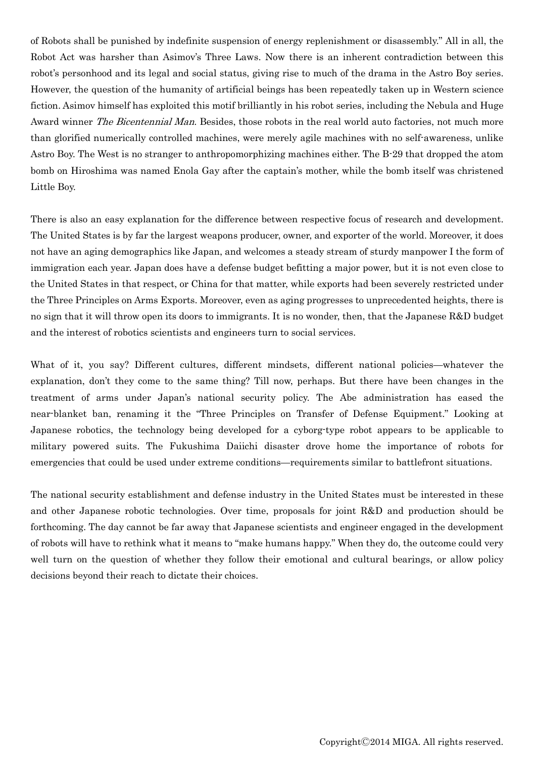of Robots shall be punished by indefinite suspension of energy replenishment or disassembly." All in all, the Robot Act was harsher than Asimov's Three Laws. Now there is an inherent contradiction between this robot's personhood and its legal and social status, giving rise to much of the drama in the Astro Boy series. However, the question of the humanity of artificial beings has been repeatedly taken up in Western science fiction. Asimov himself has exploited this motif brilliantly in his robot series, including the Nebula and Huge Award winner *The Bicentennial Man*. Besides, those robots in the real world auto factories, not much more than glorified numerically controlled machines, were merely agile machines with no self-awareness, unlike Astro Boy. The West is no stranger to anthropomorphizing machines either. The B-29 that dropped the atom bomb on Hiroshima was named Enola Gay after the captain's mother, while the bomb itself was christened Little Boy.

There is also an easy explanation for the difference between respective focus of research and development. The United States is by far the largest weapons producer, owner, and exporter of the world. Moreover, it does not have an aging demographics like Japan, and welcomes a steady stream of sturdy manpower I the form of immigration each year. Japan does have a defense budget befitting a major power, but it is not even close to the United States in that respect, or China for that matter, while exports had been severely restricted under the Three Principles on Arms Exports. Moreover, even as aging progresses to unprecedented heights, there is no sign that it will throw open its doors to immigrants. It is no wonder, then, that the Japanese R&D budget and the interest of robotics scientists and engineers turn to social services.

What of it, you say? Different cultures, different mindsets, different national policies—whatever the explanation, don't they come to the same thing? Till now, perhaps. But there have been changes in the treatment of arms under Japan's national security policy. The Abe administration has eased the near-blanket ban, renaming it the "Three Principles on Transfer of Defense Equipment." Looking at Japanese robotics, the technology being developed for a cyborg-type robot appears to be applicable to military powered suits. The Fukushima Daiichi disaster drove home the importance of robots for emergencies that could be used under extreme conditions—requirements similar to battlefront situations.

The national security establishment and defense industry in the United States must be interested in these and other Japanese robotic technologies. Over time, proposals for joint R&D and production should be forthcoming. The day cannot be far away that Japanese scientists and engineer engaged in the development of robots will have to rethink what it means to "make humans happy." When they do, the outcome could very well turn on the question of whether they follow their emotional and cultural bearings, or allow policy decisions beyond their reach to dictate their choices.

Copyright©2014 MIGA. All rights reserved.